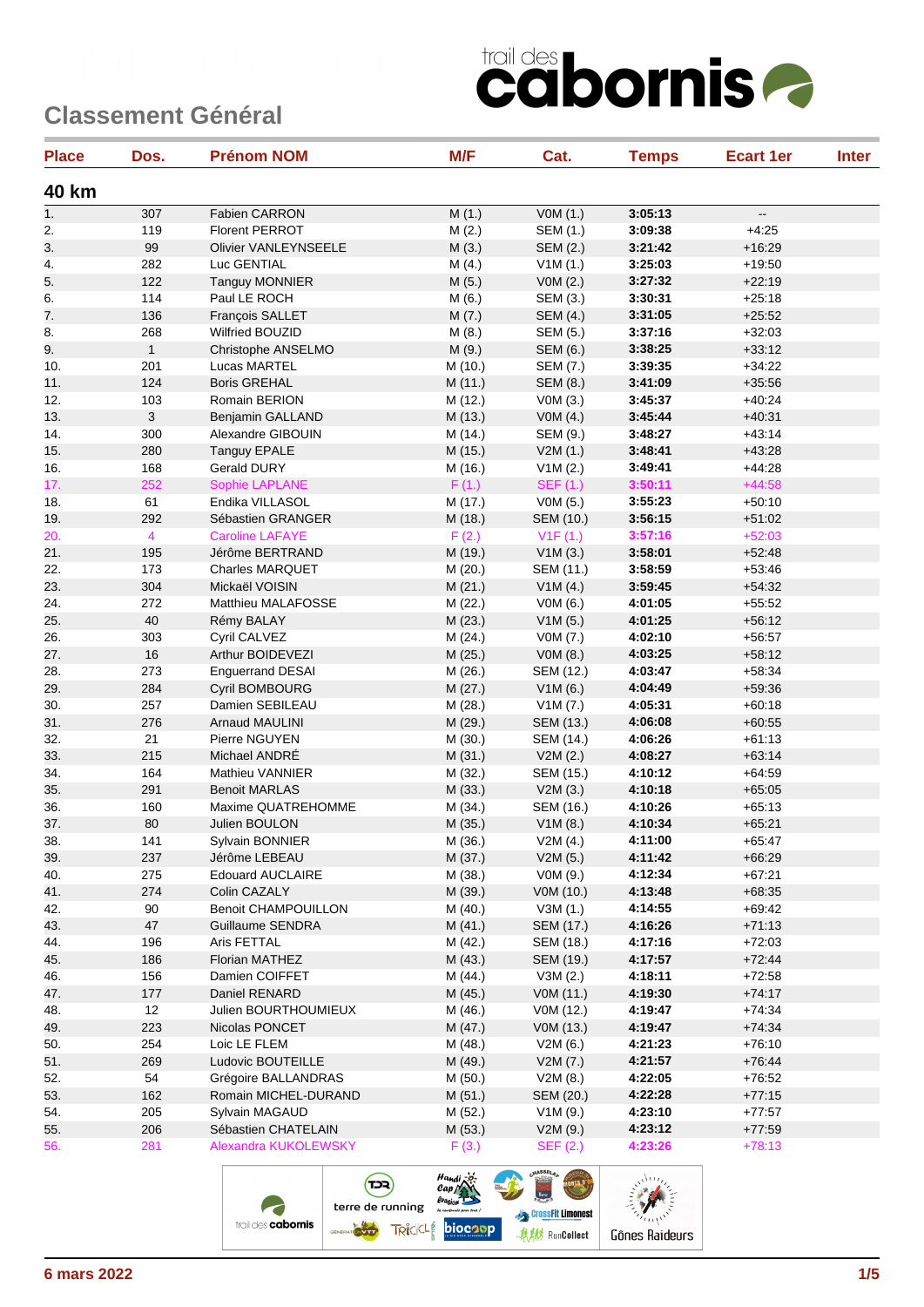## Classement Général

| Place | Dos. | Prénom NOM | M/F | Cat. | Temps | Ecart 1er | Inter |
|---|---|---|---|---|---|---|---|
| **40 km** | | | | | | | |
| 1. | 307 | Fabien CARRON | M (1.) | V0M (1.) | **3:05:13** | -- | |
| 2. | 119 | Florent PERROT | M (2.) | SEM (1.) | **3:09:38** | +4:25 | |
| 3. | 99 | Olivier VANLEYNSEELE | M (3.) | SEM (2.) | **3:21:42** | +16:29 | |
| 4. | 282 | Luc GENTIAL | M (4.) | V1M (1.) | **3:25:03** | +19:50 | |
| 5. | 122 | Tanguy MONNIER | M (5.) | V0M (2.) | **3:27:32** | +22:19 | |
| 6. | 114 | Paul LE ROCH | M (6.) | SEM (3.) | **3:30:31** | +25:18 | |
| 7. | 136 | François SALLET | M (7.) | SEM (4.) | **3:31:05** | +25:52 | |
| 8. | 268 | Wilfried BOUZID | M (8.) | SEM (5.) | **3:37:16** | +32:03 | |
| 9. | 1 | Christophe ANSELMO | M (9.) | SEM (6.) | **3:38:25** | +33:12 | |
| 10. | 201 | Lucas MARTEL | M (10.) | SEM (7.) | **3:39:35** | +34:22 | |
| 11. | 124 | Boris GREHAL | M (11.) | SEM (8.) | **3:41:09** | +35:56 | |
| 12. | 103 | Romain BERION | M (12.) | V0M (3.) | **3:45:37** | +40:24 | |
| 13. | 3 | Benjamin GALLAND | M (13.) | V0M (4.) | **3:45:44** | +40:31 | |
| 14. | 300 | Alexandre GIBOUIN | M (14.) | SEM (9.) | **3:48:27** | +43:14 | |
| 15. | 280 | Tanguy EPALE | M (15.) | V2M (1.) | **3:48:41** | +43:28 | |
| 16. | 168 | Gerald DURY | M (16.) | V1M (2.) | **3:49:41** | +44:28 | |
| 17. | 252 | Sophie LAPLANE | F (1.) | SEF (1.) | **3:50:11** | +44:58 | |
| 18. | 61 | Endika VILLASOL | M (17.) | V0M (5.) | **3:55:23** | +50:10 | |
| 19. | 292 | Sébastien GRANGER | M (18.) | SEM (10.) | **3:56:15** | +51:02 | |
| 20. | 4 | Caroline LAFAYE | F (2.) | V1F (1.) | **3:57:16** | +52:03 | |
| 21. | 195 | Jérôme BERTRAND | M (19.) | V1M (3.) | **3:58:01** | +52:48 | |
| 22. | 173 | Charles MARQUET | M (20.) | SEM (11.) | **3:58:59** | +53:46 | |
| 23. | 304 | Mickaël VOISIN | M (21.) | V1M (4.) | **3:59:45** | +54:32 | |
| 24. | 272 | Matthieu MALAFOSSE | M (22.) | V0M (6.) | **4:01:05** | +55:52 | |
| 25. | 40 | Rémy BALAY | M (23.) | V1M (5.) | **4:01:25** | +56:12 | |
| 26. | 303 | Cyril CALVEZ | M (24.) | V0M (7.) | **4:02:10** | +56:57 | |
| 27. | 16 | Arthur BOIDEVEZI | M (25.) | V0M (8.) | **4:03:25** | +58:12 | |
| 28. | 273 | Enguerrand DESAI | M (26.) | SEM (12.) | **4:03:47** | +58:34 | |
| 29. | 284 | Cyril BOMBOURG | M (27.) | V1M (6.) | **4:04:49** | +59:36 | |
| 30. | 257 | Damien SEBILEAU | M (28.) | V1M (7.) | **4:05:31** | +60:18 | |
| 31. | 276 | Arnaud MAULINI | M (29.) | SEM (13.) | **4:06:08** | +60:55 | |
| 32. | 21 | Pierre NGUYEN | M (30.) | SEM (14.) | **4:06:26** | +61:13 | |
| 33. | 215 | Michael ANDRÉ | M (31.) | V2M (2.) | **4:08:27** | +63:14 | |
| 34. | 164 | Mathieu VANNIER | M (32.) | SEM (15.) | **4:10:12** | +64:59 | |
| 35. | 291 | Benoit MARLAS | M (33.) | V2M (3.) | **4:10:18** | +65:05 | |
| 36. | 160 | Maxime QUATREHOMME | M (34.) | SEM (16.) | **4:10:26** | +65:13 | |
| 37. | 80 | Julien BOULON | M (35.) | V1M (8.) | **4:10:34** | +65:21 | |
| 38. | 141 | Sylvain BONNIER | M (36.) | V2M (4.) | **4:11:00** | +65:47 | |
| 39. | 237 | Jérôme LEBEAU | M (37.) | V2M (5.) | **4:11:42** | +66:29 | |
| 40. | 275 | Edouard AUCLAIRE | M (38.) | V0M (9.) | **4:12:34** | +67:21 | |
| 41. | 274 | Colin CAZALY | M (39.) | V0M (10.) | **4:13:48** | +68:35 | |
| 42. | 90 | Benoit CHAMPOUILLON | M (40.) | V3M (1.) | **4:14:55** | +69:42 | |
| 43. | 47 | Guillaume SENDRA | M (41.) | SEM (17.) | **4:16:26** | +71:13 | |
| 44. | 196 | Aris FETTAL | M (42.) | SEM (18.) | **4:17:16** | +72:03 | |
| 45. | 186 | Florian MATHEZ | M (43.) | SEM (19.) | **4:17:57** | +72:44 | |
| 46. | 156 | Damien COIFFET | M (44.) | V3M (2.) | **4:18:11** | +72:58 | |
| 47. | 177 | Daniel RENARD | M (45.) | V0M (11.) | **4:19:30** | +74:17 | |
| 48. | 12 | Julien BOURTHOUMIEUX | M (46.) | V0M (12.) | **4:19:47** | +74:34 | |
| 49. | 223 | Nicolas PONCET | M (47.) | V0M (13.) | **4:19:47** | +74:34 | |
| 50. | 254 | Loic LE FLEM | M (48.) | V2M (6.) | **4:21:23** | +76:10 | |
| 51. | 269 | Ludovic BOUTEILLE | M (49.) | V2M (7.) | **4:21:57** | +76:44 | |
| 52. | 54 | Grégoire BALLANDRAS | M (50.) | V2M (8.) | **4:22:05** | +76:52 | |
| 53. | 162 | Romain MICHEL-DURAND | M (51.) | SEM (20.) | **4:22:28** | +77:15 | |
| 54. | 205 | Sylvain MAGAUD | M (52.) | V1M (9.) | **4:23:10** | +77:57 | |
| 55. | 206 | Sébastien CHATELAIN | M (53.) | V2M (9.) | **4:23:12** | +77:59 | |
| 56. | 281 | Alexandra KUKOLEWSKY | F (3.) | SEF (2.) | **4:23:26** | +78:13 | |

**6 mars 2022**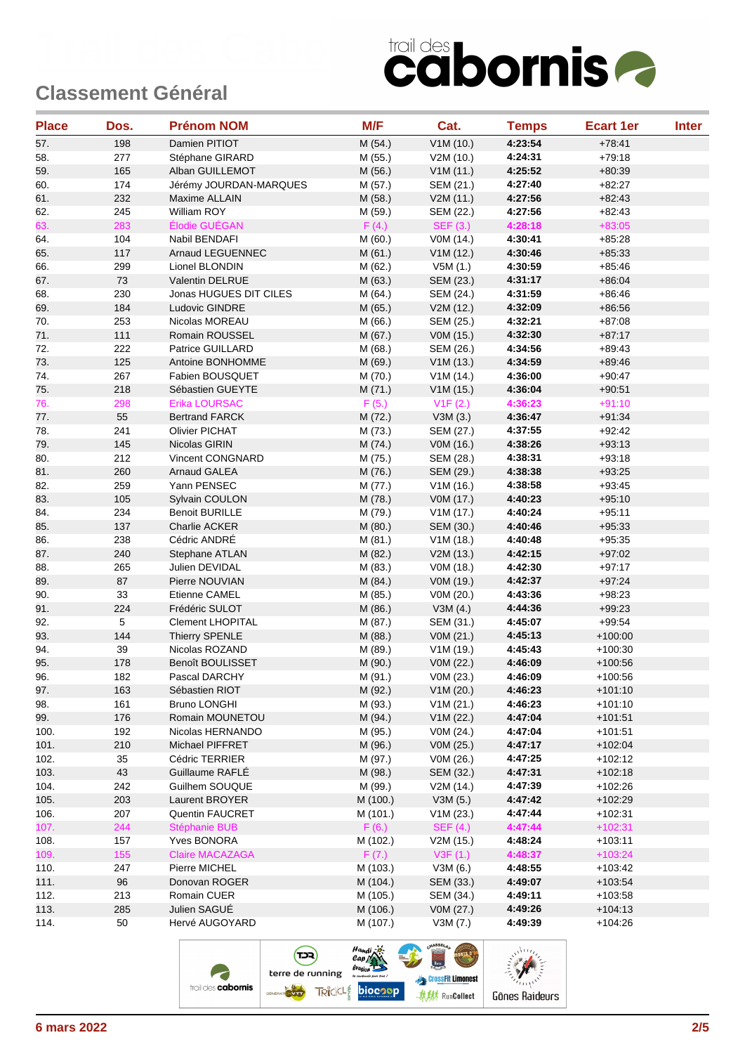## Classement Général

| Place | Dos. | Prénom NOM | M/F | Cat. | Temps | Ecart 1er | Inter |
|---|---|---|---|---|---|---|---|
| 57. | 198 | Damien PITIOT | M (54.) | V1M (10.) | **4:23:54** | +78:41 | |
| 58. | 277 | Stéphane GIRARD | M (55.) | V2M (10.) | **4:24:31** | +79:18 | |
| 59. | 165 | Alban GUILLEMOT | M (56.) | V1M (11.) | **4:25:52** | +80:39 | |
| 60. | 174 | Jérémy JOURDAN-MARQUES | M (57.) | SEM (21.) | **4:27:40** | +82:27 | |
| 61. | 232 | Maxime ALLAIN | M (58.) | V2M (11.) | **4:27:56** | +82:43 | |
| 62. | 245 | William ROY | M (59.) | SEM (22.) | **4:27:56** | +82:43 | |
| 63. | 283 | Élodie GUÉGAN | F (4.) | SEF (3.) | **4:28:18** | +83:05 | |
| 64. | 104 | Nabil BENDAFI | M (60.) | V0M (14.) | **4:30:41** | +85:28 | |
| 65. | 117 | Arnaud LEGUENNEC | M (61.) | V1M (12.) | **4:30:46** | +85:33 | |
| 66. | 299 | Lionel BLONDIN | M (62.) | V5M (1.) | **4:30:59** | +85:46 | |
| 67. | 73 | Valentin DELRUE | M (63.) | SEM (23.) | **4:31:17** | +86:04 | |
| 68. | 230 | Jonas HUGUES DIT CILES | M (64.) | SEM (24.) | **4:31:59** | +86:46 | |
| 69. | 184 | Ludovic GINDRE | M (65.) | V2M (12.) | **4:32:09** | +86:56 | |
| 70. | 253 | Nicolas MOREAU | M (66.) | SEM (25.) | **4:32:21** | +87:08 | |
| 71. | 111 | Romain ROUSSEL | M (67.) | V0M (15.) | **4:32:30** | +87:17 | |
| 72. | 222 | Patrice GUILLARD | M (68.) | SEM (26.) | **4:34:56** | +89:43 | |
| 73. | 125 | Antoine BONHOMME | M (69.) | V1M (13.) | **4:34:59** | +89:46 | |
| 74. | 267 | Fabien BOUSQUET | M (70.) | V1M (14.) | **4:36:00** | +90:47 | |
| 75. | 218 | Sébastien GUEYTE | M (71.) | V1M (15.) | **4:36:04** | +90:51 | |
| 76. | 298 | Erika LOURSAC | F (5.) | V1F (2.) | **4:36:23** | +91:10 | |
| 77. | 55 | Bertrand FARCK | M (72.) | V3M (3.) | **4:36:47** | +91:34 | |
| 78. | 241 | Olivier PICHAT | M (73.) | SEM (27.) | **4:37:55** | +92:42 | |
| 79. | 145 | Nicolas GIRIN | M (74.) | V0M (16.) | **4:38:26** | +93:13 | |
| 80. | 212 | Vincent CONGNARD | M (75.) | SEM (28.) | **4:38:31** | +93:18 | |
| 81. | 260 | Arnaud GALEA | M (76.) | SEM (29.) | **4:38:38** | +93:25 | |
| 82. | 259 | Yann PENSEC | M (77.) | V1M (16.) | **4:38:58** | +93:45 | |
| 83. | 105 | Sylvain COULON | M (78.) | V0M (17.) | **4:40:23** | +95:10 | |
| 84. | 234 | Benoit BURILLE | M (79.) | V1M (17.) | **4:40:24** | +95:11 | |
| 85. | 137 | Charlie ACKER | M (80.) | SEM (30.) | **4:40:46** | +95:33 | |
| 86. | 238 | Cédric ANDRÉ | M (81.) | V1M (18.) | **4:40:48** | +95:35 | |
| 87. | 240 | Stephane ATLAN | M (82.) | V2M (13.) | **4:42:15** | +97:02 | |
| 88. | 265 | Julien DEVIDAL | M (83.) | V0M (18.) | **4:42:30** | +97:17 | |
| 89. | 87 | Pierre NOUVIAN | M (84.) | V0M (19.) | **4:42:37** | +97:24 | |
| 90. | 33 | Etienne CAMEL | M (85.) | V0M (20.) | **4:43:36** | +98:23 | |
| 91. | 224 | Frédéric SULOT | M (86.) | V3M (4.) | **4:44:36** | +99:23 | |
| 92. | 5 | Clement LHOPITAL | M (87.) | SEM (31.) | **4:45:07** | +99:54 | |
| 93. | 144 | Thierry SPENLE | M (88.) | V0M (21.) | **4:45:13** | +100:00 | |
| 94. | 39 | Nicolas ROZAND | M (89.) | V1M (19.) | **4:45:43** | +100:30 | |
| 95. | 178 | Benoît BOULISSET | M (90.) | V0M (22.) | **4:46:09** | +100:56 | |
| 96. | 182 | Pascal DARCHY | M (91.) | V0M (23.) | **4:46:09** | +100:56 | |
| 97. | 163 | Sébastien RIOT | M (92.) | V1M (20.) | **4:46:23** | +101:10 | |
| 98. | 161 | Bruno LONGHI | M (93.) | V1M (21.) | **4:46:23** | +101:10 | |
| 99. | 176 | Romain MOUNETOU | M (94.) | V1M (22.) | **4:47:04** | +101:51 | |
| 100. | 192 | Nicolas HERNANDO | M (95.) | V0M (24.) | **4:47:04** | +101:51 | |
| 101. | 210 | Michael PIFFRET | M (96.) | V0M (25.) | **4:47:17** | +102:04 | |
| 102. | 35 | Cédric TERRIER | M (97.) | V0M (26.) | **4:47:25** | +102:12 | |
| 103. | 43 | Guillaume RAFLÉ | M (98.) | SEM (32.) | **4:47:31** | +102:18 | |
| 104. | 242 | Guilhem SOUQUE | M (99.) | V2M (14.) | **4:47:39** | +102:26 | |
| 105. | 203 | Laurent BROYER | M (100.) | V3M (5.) | **4:47:42** | +102:29 | |
| 106. | 207 | Quentin FAUCRET | M (101.) | V1M (23.) | **4:47:44** | +102:31 | |
| 107. | 244 | Stéphanie BUB | F (6.) | SEF (4.) | **4:47:44** | +102:31 | |
| 108. | 157 | Yves BONORA | M (102.) | V2M (15.) | **4:48:24** | +103:11 | |
| 109. | 155 | Claire MACAZAGA | F (7.) | V3F (1.) | **4:48:37** | +103:24 | |
| 110. | 247 | Pierre MICHEL | M (103.) | V3M (6.) | **4:48:55** | +103:42 | |
| 111. | 96 | Donovan ROGER | M (104.) | SEM (33.) | **4:49:07** | +103:54 | |
| 112. | 213 | Romain CUER | M (105.) | SEM (34.) | **4:49:11** | +103:58 | |
| 113. | 285 | Julien SAGUÉ | M (106.) | V0M (27.) | **4:49:26** | +104:13 | |
| 114. | 50 | Hervé AUGOYARD | M (107.) | V3M (7.) | **4:49:39** | +104:26 | |

6 mars 2022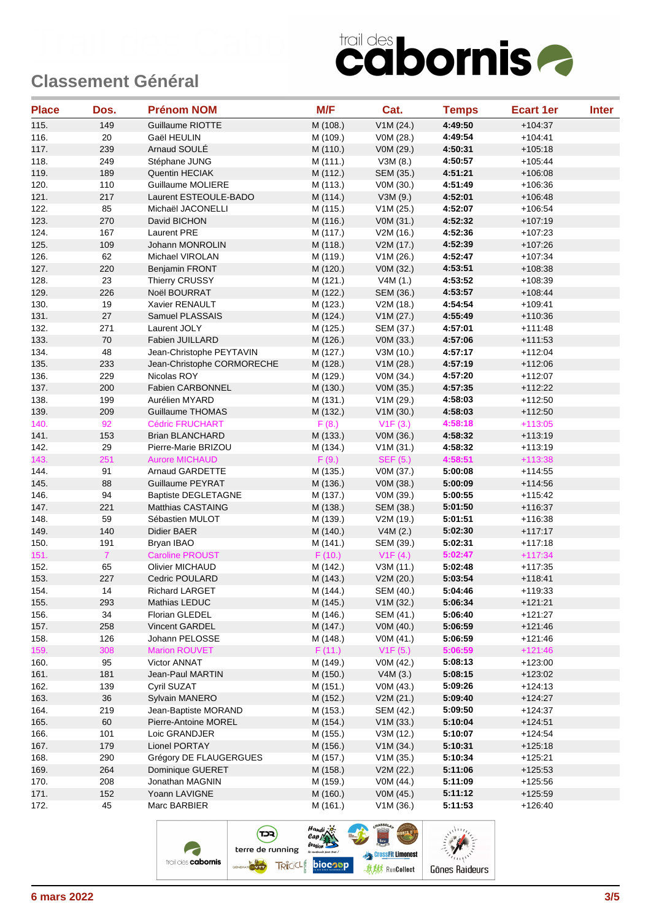## Classement Général

| Place | Dos. | Prénom NOM | M/F | Cat. | Temps | Ecart 1er | Inter |
|---|---|---|---|---|---|---|---|
| 115. | 149 | Guillaume RIOTTE | M (108.) | V1M (24.) | **4:49:50** | +104:37 | |
| 116. | 20 | Gaël HEULIN | M (109.) | V0M (28.) | **4:49:54** | +104:41 | |
| 117. | 239 | Arnaud SOULÉ | M (110.) | V0M (29.) | **4:50:31** | +105:18 | |
| 118. | 249 | Stéphane JUNG | M (111.) | V3M (8.) | **4:50:57** | +105:44 | |
| 119. | 189 | Quentin HECIAK | M (112.) | SEM (35.) | **4:51:21** | +106:08 | |
| 120. | 110 | Guillaume MOLIERE | M (113.) | V0M (30.) | **4:51:49** | +106:36 | |
| 121. | 217 | Laurent ESTEOULE-BADO | M (114.) | V3M (9.) | **4:52:01** | +106:48 | |
| 122. | 85 | Michaël JACONELLI | M (115.) | V1M (25.) | **4:52:07** | +106:54 | |
| 123. | 270 | David BICHON | M (116.) | V0M (31.) | **4:52:32** | +107:19 | |
| 124. | 167 | Laurent PRE | M (117.) | V2M (16.) | **4:52:36** | +107:23 | |
| 125. | 109 | Johann MONROLIN | M (118.) | V2M (17.) | **4:52:39** | +107:26 | |
| 126. | 62 | Michael VIROLAN | M (119.) | V1M (26.) | **4:52:47** | +107:34 | |
| 127. | 220 | Benjamin FRONT | M (120.) | V0M (32.) | **4:53:51** | +108:38 | |
| 128. | 23 | Thierry CRUSSY | M (121.) | V4M (1.) | **4:53:52** | +108:39 | |
| 129. | 226 | Noël BOURRAT | M (122.) | SEM (36.) | **4:53:57** | +108:44 | |
| 130. | 19 | Xavier RENAULT | M (123.) | V2M (18.) | **4:54:54** | +109:41 | |
| 131. | 27 | Samuel PLASSAIS | M (124.) | V1M (27.) | **4:55:49** | +110:36 | |
| 132. | 271 | Laurent JOLY | M (125.) | SEM (37.) | **4:57:01** | +111:48 | |
| 133. | 70 | Fabien JUILLARD | M (126.) | V0M (33.) | **4:57:06** | +111:53 | |
| 134. | 48 | Jean-Christophe PEYTAVIN | M (127.) | V3M (10.) | **4:57:17** | +112:04 | |
| 135. | 233 | Jean-Christophe CORMORECHE | M (128.) | V1M (28.) | **4:57:19** | +112:06 | |
| 136. | 229 | Nicolas ROY | M (129.) | V0M (34.) | **4:57:20** | +112:07 | |
| 137. | 200 | Fabien CARBONNEL | M (130.) | V0M (35.) | **4:57:35** | +112:22 | |
| 138. | 199 | Aurélien MYARD | M (131.) | V1M (29.) | **4:58:03** | +112:50 | |
| 139. | 209 | Guillaume THOMAS | M (132.) | V1M (30.) | **4:58:03** | +112:50 | |
| 140. | 92 | Cédric FRUCHART | F (8.) | V1F (3.) | **4:58:18** | +113:05 | |
| 141. | 153 | Brian BLANCHARD | M (133.) | V0M (36.) | **4:58:32** | +113:19 | |
| 142. | 29 | Pierre-Marie BRIZOU | M (134.) | V1M (31.) | **4:58:32** | +113:19 | |
| 143. | 251 | Aurore MICHAUD | F (9.) | SEF (5.) | **4:58:51** | +113:38 | |
| 144. | 91 | Arnaud GARDETTE | M (135.) | V0M (37.) | **5:00:08** | +114:55 | |
| 145. | 88 | Guillaume PEYRAT | M (136.) | V0M (38.) | **5:00:09** | +114:56 | |
| 146. | 94 | Baptiste DEGLETAGNE | M (137.) | V0M (39.) | **5:00:55** | +115:42 | |
| 147. | 221 | Matthias CASTAING | M (138.) | SEM (38.) | **5:01:50** | +116:37 | |
| 148. | 59 | Sébastien MULOT | M (139.) | V2M (19.) | **5:01:51** | +116:38 | |
| 149. | 140 | Didier BAER | M (140.) | V4M (2.) | **5:02:30** | +117:17 | |
| 150. | 191 | Bryan IBAO | M (141.) | SEM (39.) | **5:02:31** | +117:18 | |
| 151. | 7 | Caroline PROUST | F (10.) | V1F (4.) | **5:02:47** | +117:34 | |
| 152. | 65 | Olivier MICHAUD | M (142.) | V3M (11.) | **5:02:48** | +117:35 | |
| 153. | 227 | Cedric POULARD | M (143.) | V2M (20.) | **5:03:54** | +118:41 | |
| 154. | 14 | Richard LARGET | M (144.) | SEM (40.) | **5:04:46** | +119:33 | |
| 155. | 293 | Mathias LEDUC | M (145.) | V1M (32.) | **5:06:34** | +121:21 | |
| 156. | 34 | Florian GLEDEL | M (146.) | SEM (41.) | **5:06:40** | +121:27 | |
| 157. | 258 | Vincent GARDEL | M (147.) | V0M (40.) | **5:06:59** | +121:46 | |
| 158. | 126 | Johann PELOSSE | M (148.) | V0M (41.) | **5:06:59** | +121:46 | |
| 159. | 308 | Marion ROUVET | F (11.) | V1F (5.) | **5:06:59** | +121:46 | |
| 160. | 95 | Victor ANNAT | M (149.) | V0M (42.) | **5:08:13** | +123:00 | |
| 161. | 181 | Jean-Paul MARTIN | M (150.) | V4M (3.) | **5:08:15** | +123:02 | |
| 162. | 139 | Cyril SUZAT | M (151.) | V0M (43.) | **5:09:26** | +124:13 | |
| 163. | 36 | Sylvain MANERO | M (152.) | V2M (21.) | **5:09:40** | +124:27 | |
| 164. | 219 | Jean-Baptiste MORAND | M (153.) | SEM (42.) | **5:09:50** | +124:37 | |
| 165. | 60 | Pierre-Antoine MOREL | M (154.) | V1M (33.) | **5:10:04** | +124:51 | |
| 166. | 101 | Loic GRANDJER | M (155.) | V3M (12.) | **5:10:07** | +124:54 | |
| 167. | 179 | Lionel PORTAY | M (156.) | V1M (34.) | **5:10:31** | +125:18 | |
| 168. | 290 | Grégory DE FLAUGERGUES | M (157.) | V1M (35.) | **5:10:34** | +125:21 | |
| 169. | 264 | Dominique GUERET | M (158.) | V2M (22.) | **5:11:06** | +125:53 | |
| 170. | 208 | Jonathan MAGNIN | M (159.) | V0M (44.) | **5:11:09** | +125:56 | |
| 171. | 152 | Yoann LAVIGNE | M (160.) | V0M (45.) | **5:11:12** | +125:59 | |
| 172. | 45 | Marc BARBIER | M (161.) | V1M (36.) | **5:11:53** | +126:40 | |

6 mars 2022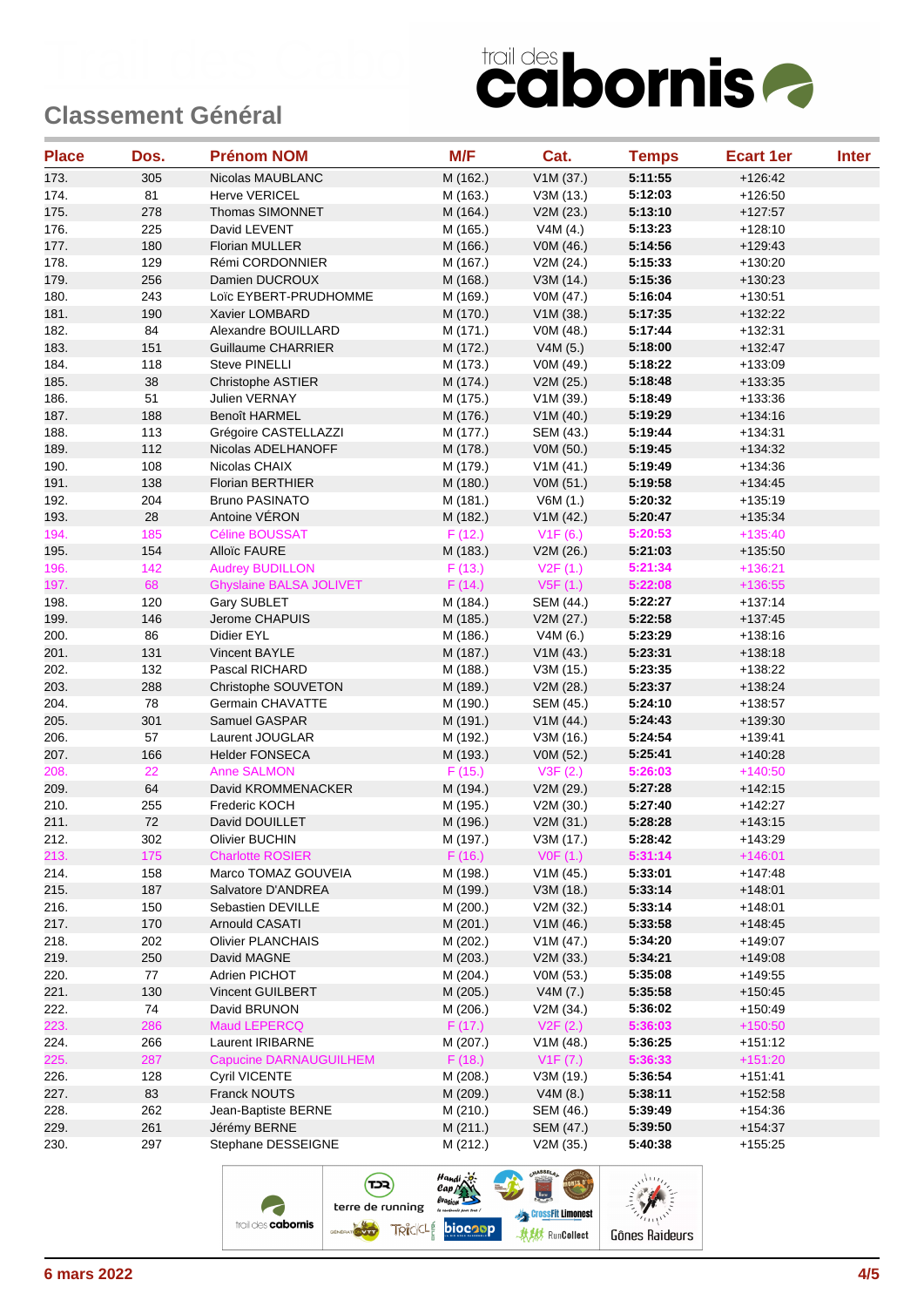## Classement Général

trail des cabornis

| Place | Dos. | Prénom NOM | M/F | Cat. | Temps | Ecart 1er | Inter |
|---|---|---|---|---|---|---|---|
| 173. | 305 | Nicolas MAUBLANC | M (162.) | V1M (37.) | 5:11:55 | +126:42 | |
| 174. | 81 | Herve VERICEL | M (163.) | V3M (13.) | 5:12:03 | +126:50 | |
| 175. | 278 | Thomas SIMONNET | M (164.) | V2M (23.) | 5:13:10 | +127:57 | |
| 176. | 225 | David LEVENT | M (165.) | V4M (4.) | 5:13:23 | +128:10 | |
| 177. | 180 | Florian MULLER | M (166.) | V0M (46.) | 5:14:56 | +129:43 | |
| 178. | 129 | Rémi CORDONNIER | M (167.) | V2M (24.) | 5:15:33 | +130:20 | |
| 179. | 256 | Damien DUCROUX | M (168.) | V3M (14.) | 5:15:36 | +130:23 | |
| 180. | 243 | Loïc EYBERT-PRUDHOMME | M (169.) | V0M (47.) | 5:16:04 | +130:51 | |
| 181. | 190 | Xavier LOMBARD | M (170.) | V1M (38.) | 5:17:35 | +132:22 | |
| 182. | 84 | Alexandre BOUILLARD | M (171.) | V0M (48.) | 5:17:44 | +132:31 | |
| 183. | 151 | Guillaume CHARRIER | M (172.) | V4M (5.) | 5:18:00 | +132:47 | |
| 184. | 118 | Steve PINELLI | M (173.) | V0M (49.) | 5:18:22 | +133:09 | |
| 185. | 38 | Christophe ASTIER | M (174.) | V2M (25.) | 5:18:48 | +133:35 | |
| 186. | 51 | Julien VERNAY | M (175.) | V1M (39.) | 5:18:49 | +133:36 | |
| 187. | 188 | Benoît HARMEL | M (176.) | V1M (40.) | 5:19:29 | +134:16 | |
| 188. | 113 | Grégoire CASTELLAZZI | M (177.) | SEM (43.) | 5:19:44 | +134:31 | |
| 189. | 112 | Nicolas ADELHANOFF | M (178.) | V0M (50.) | 5:19:45 | +134:32 | |
| 190. | 108 | Nicolas CHAIX | M (179.) | V1M (41.) | 5:19:49 | +134:36 | |
| 191. | 138 | Florian BERTHIER | M (180.) | V0M (51.) | 5:19:58 | +134:45 | |
| 192. | 204 | Bruno PASINATO | M (181.) | V6M (1.) | 5:20:32 | +135:19 | |
| 193. | 28 | Antoine VÉRON | M (182.) | V1M (42.) | 5:20:47 | +135:34 | |
| 194. | 185 | Céline BOUSSAT | F (12.) | V1F (6.) | 5:20:53 | +135:40 | |
| 195. | 154 | Alloïc FAURE | M (183.) | V2M (26.) | 5:21:03 | +135:50 | |
| 196. | 142 | Audrey BUDILLON | F (13.) | V2F (1.) | 5:21:34 | +136:21 | |
| 197. | 68 | Ghyslaine BALSA JOLIVET | F (14.) | V5F (1.) | 5:22:08 | +136:55 | |
| 198. | 120 | Gary SUBLET | M (184.) | SEM (44.) | 5:22:27 | +137:14 | |
| 199. | 146 | Jerome CHAPUIS | M (185.) | V2M (27.) | 5:22:58 | +137:45 | |
| 200. | 86 | Didier EYL | M (186.) | V4M (6.) | 5:23:29 | +138:16 | |
| 201. | 131 | Vincent BAYLE | M (187.) | V1M (43.) | 5:23:31 | +138:18 | |
| 202. | 132 | Pascal RICHARD | M (188.) | V3M (15.) | 5:23:35 | +138:22 | |
| 203. | 288 | Christophe SOUVETON | M (189.) | V2M (28.) | 5:23:37 | +138:24 | |
| 204. | 78 | Germain CHAVATTE | M (190.) | SEM (45.) | 5:24:10 | +138:57 | |
| 205. | 301 | Samuel GASPAR | M (191.) | V1M (44.) | 5:24:43 | +139:30 | |
| 206. | 57 | Laurent JOUGLAR | M (192.) | V3M (16.) | 5:24:54 | +139:41 | |
| 207. | 166 | Helder FONSECA | M (193.) | V0M (52.) | 5:25:41 | +140:28 | |
| 208. | 22 | Anne SALMON | F (15.) | V3F (2.) | 5:26:03 | +140:50 | |
| 209. | 64 | David KROMMENACKER | M (194.) | V2M (29.) | 5:27:28 | +142:15 | |
| 210. | 255 | Frederic KOCH | M (195.) | V2M (30.) | 5:27:40 | +142:27 | |
| 211. | 72 | David DOUILLET | M (196.) | V2M (31.) | 5:28:28 | +143:15 | |
| 212. | 302 | Olivier BUCHIN | M (197.) | V3M (17.) | 5:28:42 | +143:29 | |
| 213. | 175 | Charlotte ROSIER | F (16.) | V0F (1.) | 5:31:14 | +146:01 | |
| 214. | 158 | Marco TOMAZ GOUVEIA | M (198.) | V1M (45.) | 5:33:01 | +147:48 | |
| 215. | 187 | Salvatore D'ANDREA | M (199.) | V3M (18.) | 5:33:14 | +148:01 | |
| 216. | 150 | Sebastien DEVILLE | M (200.) | V2M (32.) | 5:33:14 | +148:01 | |
| 217. | 170 | Arnould CASATI | M (201.) | V1M (46.) | 5:33:58 | +148:45 | |
| 218. | 202 | Olivier PLANCHAIS | M (202.) | V1M (47.) | 5:34:20 | +149:07 | |
| 219. | 250 | David MAGNE | M (203.) | V2M (33.) | 5:34:21 | +149:08 | |
| 220. | 77 | Adrien PICHOT | M (204.) | V0M (53.) | 5:35:08 | +149:55 | |
| 221. | 130 | Vincent GUILBERT | M (205.) | V4M (7.) | 5:35:58 | +150:45 | |
| 222. | 74 | David BRUNON | M (206.) | V2M (34.) | 5:36:02 | +150:49 | |
| 223. | 286 | Maud LEPERCQ | F (17.) | V2F (2.) | 5:36:03 | +150:50 | |
| 224. | 266 | Laurent IRIBARNE | M (207.) | V1M (48.) | 5:36:25 | +151:12 | |
| 225. | 287 | Capucine DARNAUGUILHEM | F (18.) | V1F (7.) | 5:36:33 | +151:20 | |
| 226. | 128 | Cyril VICENTE | M (208.) | V3M (19.) | 5:36:54 | +151:41 | |
| 227. | 83 | Franck NOUTS | M (209.) | V4M (8.) | 5:38:11 | +152:58 | |
| 228. | 262 | Jean-Baptiste BERNE | M (210.) | SEM (46.) | 5:39:49 | +154:36 | |
| 229. | 261 | Jérémy BERNE | M (211.) | SEM (47.) | 5:39:50 | +154:37 | |
| 230. | 297 | Stephane DESSEIGNE | M (212.) | V2M (35.) | 5:40:38 | +155:25 | |

6 mars 2022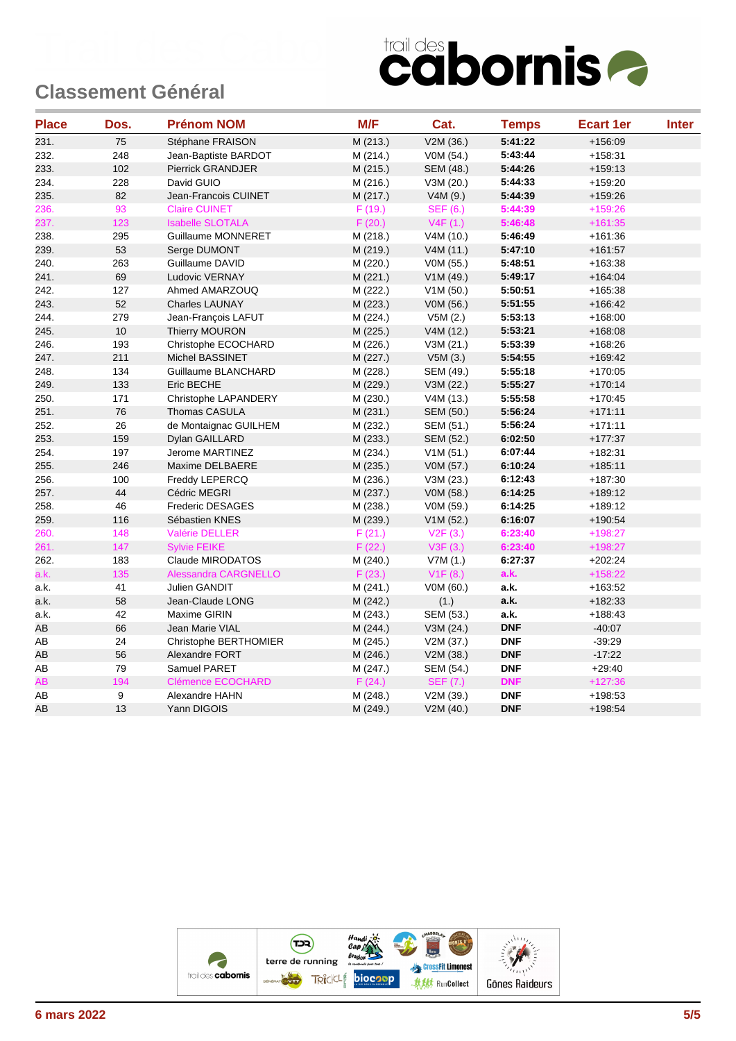## Classement Général

| Place | Dos. | Prénom NOM | M/F | Cat. | Temps | Ecart 1er | Inter |
|---|---|---|---|---|---|---|---|
| 231. | 75 | Stéphane FRAISON | M (213.) | V2M (36.) | **5:41:22** | +156:09 | |
| 232. | 248 | Jean-Baptiste BARDOT | M (214.) | V0M (54.) | **5:43:44** | +158:31 | |
| 233. | 102 | Pierrick GRANDJER | M (215.) | SEM (48.) | **5:44:26** | +159:13 | |
| 234. | 228 | David GUIO | M (216.) | V3M (20.) | **5:44:33** | +159:20 | |
| 235. | 82 | Jean-Francois CUINET | M (217.) | V4M (9.) | **5:44:39** | +159:26 | |
| 236. | 93 | Claire CUINET | F (19.) | SEF (6.) | **5:44:39** | +159:26 | |
| 237. | 123 | Isabelle SLOTALA | F (20.) | V4F (1.) | **5:46:48** | +161:35 | |
| 238. | 295 | Guillaume MONNERET | M (218.) | V4M (10.) | **5:46:49** | +161:36 | |
| 239. | 53 | Serge DUMONT | M (219.) | V4M (11.) | **5:47:10** | +161:57 | |
| 240. | 263 | Guillaume DAVID | M (220.) | V0M (55.) | **5:48:51** | +163:38 | |
| 241. | 69 | Ludovic VERNAY | M (221.) | V1M (49.) | **5:49:17** | +164:04 | |
| 242. | 127 | Ahmed AMARZOUQ | M (222.) | V1M (50.) | **5:50:51** | +165:38 | |
| 243. | 52 | Charles LAUNAY | M (223.) | V0M (56.) | **5:51:55** | +166:42 | |
| 244. | 279 | Jean-François LAFUT | M (224.) | V5M (2.) | **5:53:13** | +168:00 | |
| 245. | 10 | Thierry MOURON | M (225.) | V4M (12.) | **5:53:21** | +168:08 | |
| 246. | 193 | Christophe ECOCHARD | M (226.) | V3M (21.) | **5:53:39** | +168:26 | |
| 247. | 211 | Michel BASSINET | M (227.) | V5M (3.) | **5:54:55** | +169:42 | |
| 248. | 134 | Guillaume BLANCHARD | M (228.) | SEM (49.) | **5:55:18** | +170:05 | |
| 249. | 133 | Eric BECHE | M (229.) | V3M (22.) | **5:55:27** | +170:14 | |
| 250. | 171 | Christophe LAPANDERY | M (230.) | V4M (13.) | **5:55:58** | +170:45 | |
| 251. | 76 | Thomas CASULA | M (231.) | SEM (50.) | **5:56:24** | +171:11 | |
| 252. | 26 | de Montaignac GUILHEM | M (232.) | SEM (51.) | **5:56:24** | +171:11 | |
| 253. | 159 | Dylan GAILLARD | M (233.) | SEM (52.) | **6:02:50** | +177:37 | |
| 254. | 197 | Jerome MARTINEZ | M (234.) | V1M (51.) | **6:07:44** | +182:31 | |
| 255. | 246 | Maxime DELBAERE | M (235.) | V0M (57.) | **6:10:24** | +185:11 | |
| 256. | 100 | Freddy LEPERCQ | M (236.) | V3M (23.) | **6:12:43** | +187:30 | |
| 257. | 44 | Cédric MEGRI | M (237.) | V0M (58.) | **6:14:25** | +189:12 | |
| 258. | 46 | Frederic DESAGES | M (238.) | V0M (59.) | **6:14:25** | +189:12 | |
| 259. | 116 | Sébastien KNES | M (239.) | V1M (52.) | **6:16:07** | +190:54 | |
| 260. | 148 | Valérie DELLER | F (21.) | V2F (3.) | **6:23:40** | +198:27 | |
| 261. | 147 | Sylvie FEIKE | F (22.) | V3F (3.) | **6:23:40** | +198:27 | |
| 262. | 183 | Claude MIRODATOS | M (240.) | V7M (1.) | **6:27:37** | +202:24 | |
| a.k. | 135 | Alessandra CARGNELLO | F (23.) | V1F (8.) | **a.k.** | +158:22 | |
| a.k. | 41 | Julien GANDIT | M (241.) | V0M (60.) | **a.k.** | +163:52 | |
| a.k. | 58 | Jean-Claude LONG | M (242.) | (1.) | **a.k.** | +182:33 | |
| a.k. | 42 | Maxime GIRIN | M (243.) | SEM (53.) | **a.k.** | +188:43 | |
| AB | 66 | Jean Marie VIAL | M (244.) | V3M (24.) | **DNF** | -40:07 | |
| AB | 24 | Christophe BERTHOMIER | M (245.) | V2M (37.) | **DNF** | -39:29 | |
| AB | 56 | Alexandre FORT | M (246.) | V2M (38.) | **DNF** | -17:22 | |
| AB | 79 | Samuel PARET | M (247.) | SEM (54.) | **DNF** | +29:40 | |
| AB | 194 | Clémence ECOCHARD | F (24.) | SEF (7.) | **DNF** | +127:36 | |
| AB | 9 | Alexandre HAHN | M (248.) | V2M (39.) | **DNF** | +198:53 | |
| AB | 13 | Yann DIGOIS | M (249.) | V2M (40.) | **DNF** | +198:54 | |

**6 mars 2022**